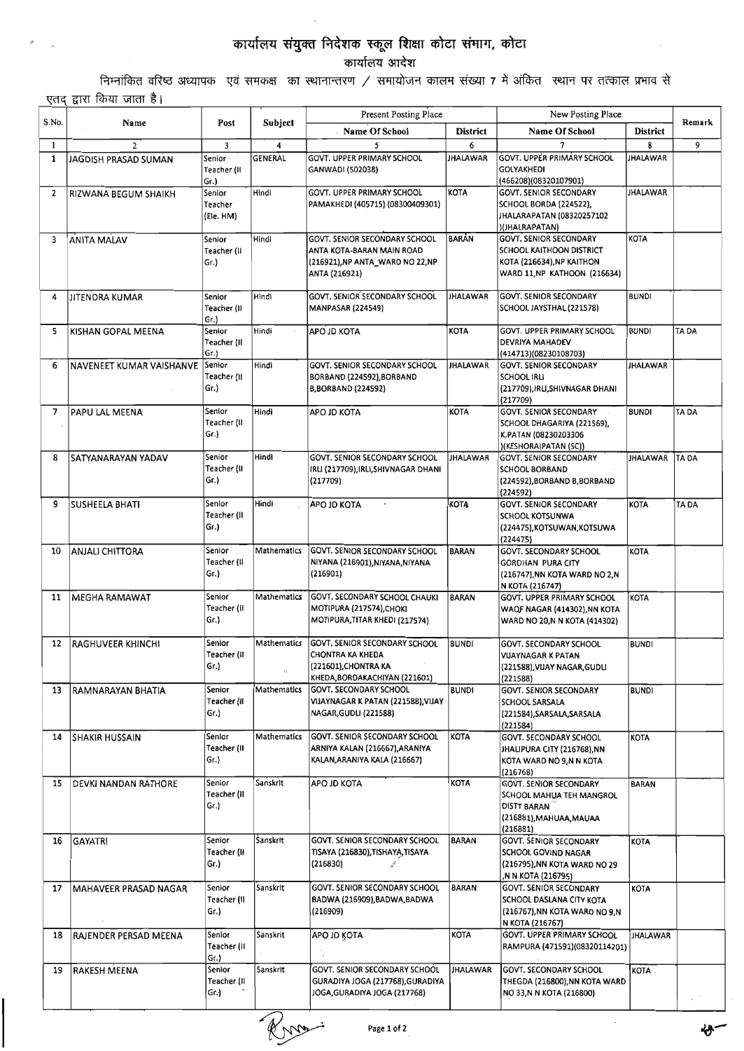# कार्यालय संयुक्त निदेशक स्कूल शिक्षा कोटा संभाग, कोटा

## कार्यालय आदेश

निम्नांकित वरिष्ठ अध्यापक एवं समकक्ष का स्थानान्तरण / समायोजन कालम संख्या 7 में अंकित स्थान पर तत्काल प्रभाव से एतद् द्वारा किया जाता है।

| S.No. | Name | Post | Subject | Present Posting Place | | New Posting Place | | Remark |
|---|---|---|---|---|---|---|---|---|
| | | | | Name Of School | District | Name Of School | District | |
| 1 | 2 | 3 | 4 | 5 | 6 | 7 | 8 | 9 |
| 1 | JAGDISH PRASAD SUMAN | Senior Teacher (II Gr.) | GENERAL | GOVT. UPPER PRIMARY SCHOOL GANWADI (502038) | JHALAWAR | GOVT. UPPER PRIMARY SCHOOL GOLYAKHEDI (466208)(08320107901) | JHALAWAR | |
| 2 | RIZWANA BEGUM SHAIKH | Senior Teacher (Ele. HM) | Hindi | GOVT. UPPER PRIMARY SCHOOL PAMAKHEDI (405715) (08300409301) | KOTA | GOVT. SENIOR SECONDARY SCHOOL BORDA (224522), JHALARAPATAN (08320257102 )(JHALRAPATAN) | JHALAWAR | |
| 3 | ANITA MALAV | Senior Teacher (II Gr.) | Hindi | GOVT. SENIOR SECONDARY SCHOOL ANTA KOTA-BARAN MAIN ROAD (216921),NP ANTA_WARD NO 22,NP ANTA (216921) | BARAN | GOVT. SENIOR SECONDARY SCHOOL KAITHOON DISTRICT KOTA (216634),NP KAITHON WARD 11,NP KATHOON (216634) | KOTA | |
| 4 | JITENDRA KUMAR | Senior Teacher (II Gr.) | Hindi | GOVT. SENIOR SECONDARY SCHOOL MANPASAR (224549) | JHALAWAR | GOVT. SENIOR SECONDARY SCHOOL JAYSTHAL (221578) | BUNDI | |
| 5 | KISHAN GOPAL MEENA | Senior Teacher (II Gr.) | Hindi | APO JD KOTA | KOTA | GOVT. UPPER PRIMARY SCHOOL DEVRIYA MAHADEV (414713)(08230108703) | BUNDI | TA DA |
| 6 | NAVENEET KUMAR VAISHANVE | Senior Teacher (II Gr.) | Hindi | GOVT. SENIOR SECONDARY SCHOOL BORBAND (224592),BORBAND B,BORBAND (224592) | JHALAWAR | GOVT. SENIOR SECONDARY SCHOOL IRLI (217709),IRLI,SHIVNAGAR DHANI (217709) | JHALAWAR | |
| 7 | PAPU LAL MEENA | Senior Teacher (II Gr.) | Hindi | APO JD KOTA | KOTA | GOVT. SENIOR SECONDARY SCHOOL DHAGARIYA (221569), K.PATAN (08230203306 )(KESHORAIPATAN (SC)) | BUNDI | TA DA |
| 8 | SATYANARAYAN YADAV | Senior Teacher (II Gr.) | Hindi | GOVT. SENIOR SECONDARY SCHOOL IRLI (217709),IRLI,SHIVNAGAR DHANI (217709) | JHALAWAR | GOVT. SENIOR SECONDARY SCHOOL BORBAND (224592),BORBAND B,BORBAND (224592) | JHALAWAR | TA DA |
| 9 | SUSHEELA BHATI | Senior Teacher (II Gr.) | Hindi | APO JD KOTA | KOTA | GOVT. SENIOR SECONDARY SCHOOL KOTSUNWA (224475),KOTSUWAN,KOTSUWA (224475) | KOTA | TA DA |
| 10 | ANJALI CHITTORA | Senior Teacher (II Gr.) | Mathematics | GOVT. SENIOR SECONDARY SCHOOL NIYANA (216901),NIYANA,NIYANA (216901) | BARAN | GOVT. SECONDARY SCHOOL GORDHAN PURA CITY (216747),NN KOTA WARD NO 2,N N KOTA (216747) | KOTA | |
| 11 | MEGHA RAMAWAT | Senior Teacher (II Gr.) | Mathematics | GOVT. SECONDARY SCHOOL CHAUKI MOTIPURA (217574),CHOKI MOTIPURA,TITAR KHEDI (217574) | BARAN | GOVT. UPPER PRIMARY SCHOOL WAQF NAGAR (414302),NN KOTA WARD NO 20,N N KOTA (414302) | KOTA | |
| 12 | RAGHUVEER KHINCHI | Senior Teacher (II Gr.) | Mathematics | GOVT. SENIOR SECONDARY SCHOOL CHONTRA KA KHEDA (221601),CHONTRA KA KHEDA,BORDAKACHIYAN (221601) | BUNDI | GOVT. SECONDARY SCHOOL VIJAYNAGAR K PATAN (221588),VIJAY NAGAR,GUDLI (221588) | BUNDI | |
| 13 | RAMNARAYAN BHATIA | Senior Teacher (II Gr.) | Mathematics | GOVT. SENIOR SECONDARY SCHOOL VIJAYNAGAR K PATAN (221588),VIJAY NAGAR,GUDLI (221588) | BUNDI | GOVT. SENIOR SECONDARY SCHOOL SARSALA (221584),SARSALA,SARSALA (221584) | BUNDI | |
| 14 | SHAKIR HUSSAIN | Senior Teacher (II Gr.) | Mathematics | GOVT. SENIOR SECONDARY SCHOOL ARNIYA KALAN (216667),ARANIYA KALAN,ARANIYA KALA (216667) | KOTA | GOVT. SECONDARY SCHOOL JHALIPURA CITY (216768),NN KOTA WARD NO 9,N N KOTA (216768) | KOTA | |
| 15 | DEVKI NANDAN RATHORE | Senior Teacher (II Gr.) | Sanskrit | APO JD KOTA | KOTA | GOVT. SENIOR SECONDARY SCHOOL MAHUA TEH MANGROL DISTT BARAN (216881),MAHUAA,MAUAA (216881) | BARAN | |
| 16 | GAYATRI | Senior Teacher (II Gr.) | Sanskrit | GOVT. SENIOR SECONDARY SCHOOL TISAYA (216830),TISHAYA,TISAYA (216830) | BARAN | GOVT. SENIOR SECONDARY SCHOOL GOVIND NAGAR (216795),NN KOTA WARD NO 29 ,N N KOTA (216795) | KOTA | |
| 17 | MAHAVEER PRASAD NAGAR | Senior Teacher (II Gr.) | Sanskrit | GOVT. SENIOR SECONDARY SCHOOL BADWA (216909),BADWA,BADWA (216909) | BARAN | GOVT. SENIOR SECONDARY SCHOOL DASLANA CITY KOTA (216767),NN KOTA WARD NO 9,N N KOTA (216767) | KOTA | |
| 18 | RAJENDER PERSAD MEENA | Senior Teacher (II Gr.) | Sanskrit | APO JD KOTA | KOTA | GOVT. UPPER PRIMARY SCHOOL RAMPURA (471591)(08320114201) | JHALAWAR | |
| 19 | RAKESH MEENA | Senior Teacher (II Gr.) | Sanskrit | GOVT. SENIOR SECONDARY SCHOOL GURADIYA JOGA (217768),GURADIYA JOGA,GURADIYA JOGA (217768) | JHALAWAR | GOVT. SECONDARY SCHOOL THEGDA (216800),NN KOTA WARD NO 33,N N KOTA (216800) | KOTA | |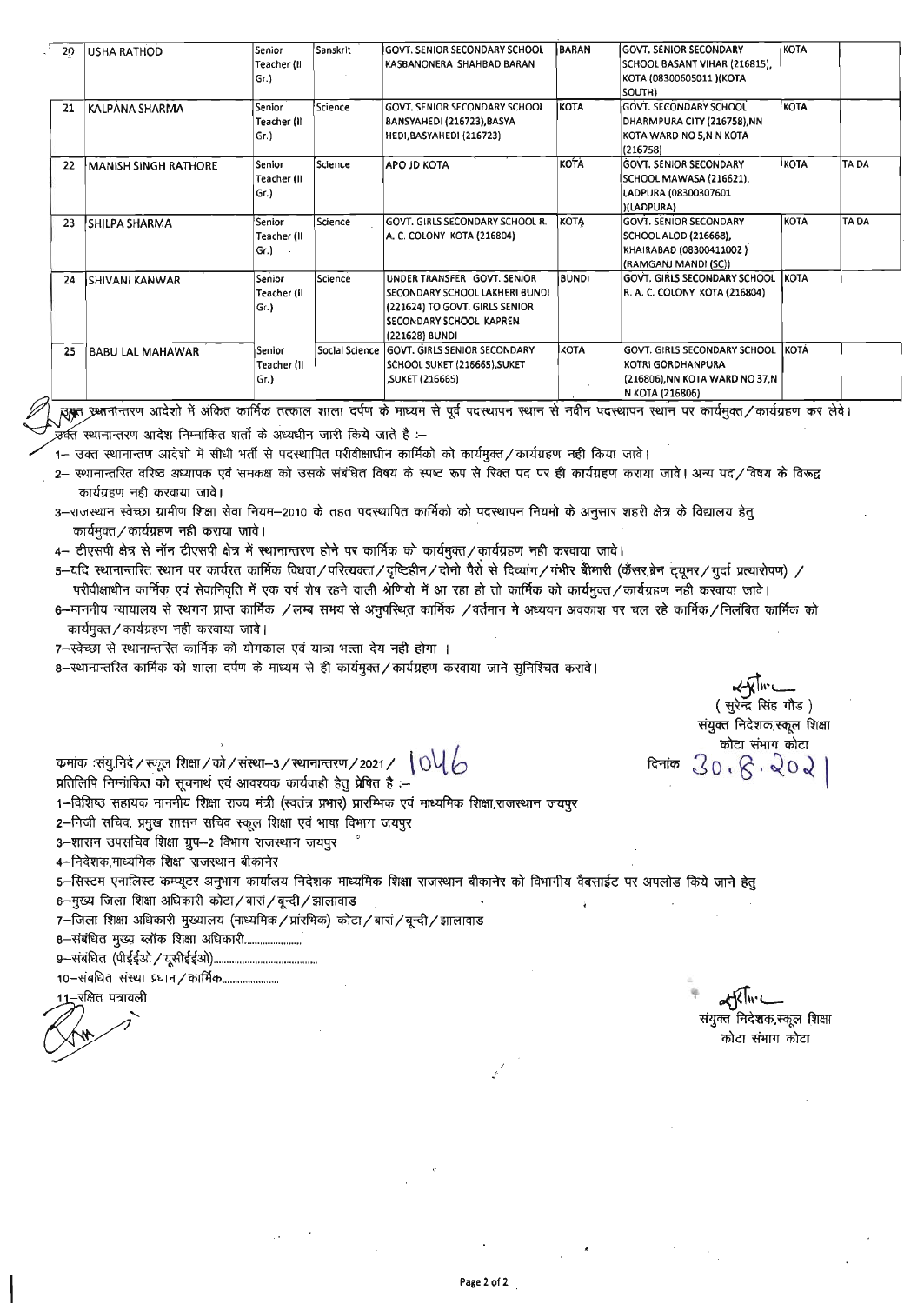| 20 | USHA RATHOD | Senior Teacher (II Gr.) | Sanskrit | GOVT. SENIOR SECONDARY SCHOOL KASBANONERA SHAHBAD BARAN | BARAN | GOVT. SENIOR SECONDARY SCHOOL BASANT VIHAR (216815), KOTA (08300605011 )(KOTA SOUTH) | KOTA | |
|---|---|---|---|---|---|---|---|---|
| 21 | KALPANA SHARMA | Senior Teacher (II Gr.) | Science | GOVT. SENIOR SECONDARY SCHOOL BANSYAHEDI (216723),BASYA HEDI,BASYAHEDI (216723) | KOTA | GOVT. SECONDARY SCHOOL DHARMPURA CITY (216758),NN KOTA WARD NO 5,N N KOTA (216758) | KOTA | |
| 22 | MANISH SINGH RATHORE | Senior Teacher (II Gr.) | Science | APO JD KOTA | KOTA | GOVT. SENIOR SECONDARY SCHOOL MAWASA (216621), LADPURA (08300307601 )(LADPURA) | KOTA | TA DA |
| 23 | SHILPA SHARMA | Senior Teacher (II Gr.) | Science | GOVT. GIRLS SECONDARY SCHOOL R. A. C. COLONY KOTA (216804) | KOTA | GOVT. SENIOR SECONDARY SCHOOL ALOD (216668), KHAIRABAD (08300411002 ) (RAMGANJ MANDI (SC)) | KOTA | TA DA |
| 24 | SHIVANI KANWAR | Senior Teacher (II Gr.) | Science | UNDER TRANSFER GOVT. SENIOR SECONDARY SCHOOL LAKHERI BUNDI (221624) TO GOVT. GIRLS SENIOR SECONDARY SCHOOL KAPREN (221628) BUNDI | BUNDI | GOVT. GIRLS SECONDARY SCHOOL R. A. C. COLONY KOTA (216804) | KOTA | |
| 25 | BABU LAL MAHAWAR | Senior Teacher (II Gr.) | Social Science | GOVT. GIRLS SENIOR SECONDARY SCHOOL SUKET (216665),SUKET ,SUKET (216665) | KOTA | GOVT. GIRLS SECONDARY SCHOOL KOTRI GORDHANPURA (216806),NN KOTA WARD NO 37,N N KOTA (216806) | KOTA | |

उक्त स्थानान्तरण आदेशो में अंकित कार्मिक तत्काल शाला दर्पण के माध्यम से पूर्व पदस्थापन स्थान से नवीन पदस्थापन स्थान पर कार्यमुक्त/कार्यग्रहण कर लेवे।

उक्त स्थानान्तरण आदेश निम्नांकित शर्तो के अध्यधीन जारी किये जाते है :–

1– उक्त स्थानान्तण आदेशो में सीधी भर्ती से पदस्थापित परीवीक्षाधीन कार्मिको को कार्यमुक्त/कार्यग्रहण नही किया जावे।

2– स्थानान्तरित वरिष्ठ अध्यापक एवं समकक्ष को उसके संबंधित विषय के स्पष्ट रूप से रिक्त पद पर ही कार्यग्रहण कराया जावे। अन्य पद/विषय के विरूद्व कार्यग्रहण नही करवाया जावे।

3–राजस्थान स्वेच्छा ग्रामीण शिक्षा सेवा नियम–2010 के तहत पदस्थापित कार्मिको को पदस्थापन नियमो के अनुसार शहरी क्षेत्र के विद्यालय हेतु कार्यमुक्त/कार्यग्रहण नही कराया जावे।

4– टीएसपी क्षेत्र से नॉन टीएसपी क्षेत्र में स्थानान्तरण होने पर कार्मिक को कार्यमुक्त/कार्यग्रहण नही करवाया जावे।

5–यदि स्थानान्तरित स्थान पर कार्यरत कार्मिक विधवा/परित्यक्ता/दृष्टिहीन/दोनो पैरो से दिव्यांग/गंभीर बीमारी (कैंसर,ब्रेन ट्यूमर/गुर्दा प्रत्यारोपण) / परीवीक्षाधीन कार्मिक एवं सेवानिवृत्ति में एक वर्ष शेष रहने वाली श्रेणियो में आ रहा हो तो कार्मिक को कार्यमुक्त/कार्यग्रहण नही करवाया जावे।

6–माननीय न्यायालय से स्थगन प्राप्त कार्मिक /लम्ब समय से अनुपस्थित कार्मिक /वर्तमान मे अध्ययन अवकाश पर चल रहे कार्मिक/निलंबित कार्मिक को कार्यमुक्त/कार्यग्रहण नही करवाया जावे।

7–स्वेच्छा से स्थानान्तरित कार्मिक को योगकाल एवं यात्रा भत्ता देय नही होगा ।

8–स्थानान्तरित कार्मिक को शाला दर्पण के माध्यम से ही कार्यमुक्त/कार्यग्रहण करवाया जाने सुनिश्चित करावे।

( सुरेन्द्र सिंह गौड )
संयुक्त निदेशक,स्कूल शिक्षा
कोटा संभाग कोटा

क्रमांक :संयु.निदे/स्कूल शिक्षा/को/संस्था–3/स्थानान्तरण/2021/ 1046 दिनांक 30.8.2021

प्रतिलिपि निम्नांकित को सूचनार्थ एवं आवश्यक कार्यवाही हेतु प्रेषित है :–

1–विशिष्ठ सहायक माननीय शिक्षा राज्य मंत्री (स्वतंत्र प्रभार) प्रारम्भिक एवं माध्यमिक शिक्षा,राजस्थान जयपुर

2–निजी सचिव, प्रमुख शासन सचिव स्कूल शिक्षा एवं भाषा विभाग जयपुर

3–शासन उपसचिव शिक्षा ग्रुप–2 विभाग राजस्थान जयपुर

4–निदेशक,माध्यमिक शिक्षा राजस्थान बीकानेर

5–सिस्टम एनालिस्ट कम्प्यूटर अनुभाग कार्यालय निदेशक माध्यमिक शिक्षा राजस्थान बीकानेर को विभागीय वैबसाईट पर अपलोड किये जाने हेतु

6–मुख्य जिला शिक्षा अधिकारी कोटा/बारां/बून्दी/झालावाड

7–जिला शिक्षा अधिकारी मुख्यालय (माध्यमिक/प्रांरभिक) कोटा/बारां/बून्दी/झालावाड

8–संबंधित मुख्य ब्लॉक शिक्षा अधिकारी......................

9–संबंधित (पीईईओ/यूसीईईओ)........................................

10–संबधित संस्था प्रधान/कार्मिक......................

11–रक्षित पत्रावली

संयुक्त निदेशक,स्कूल शिक्षा
कोटा संभाग कोटा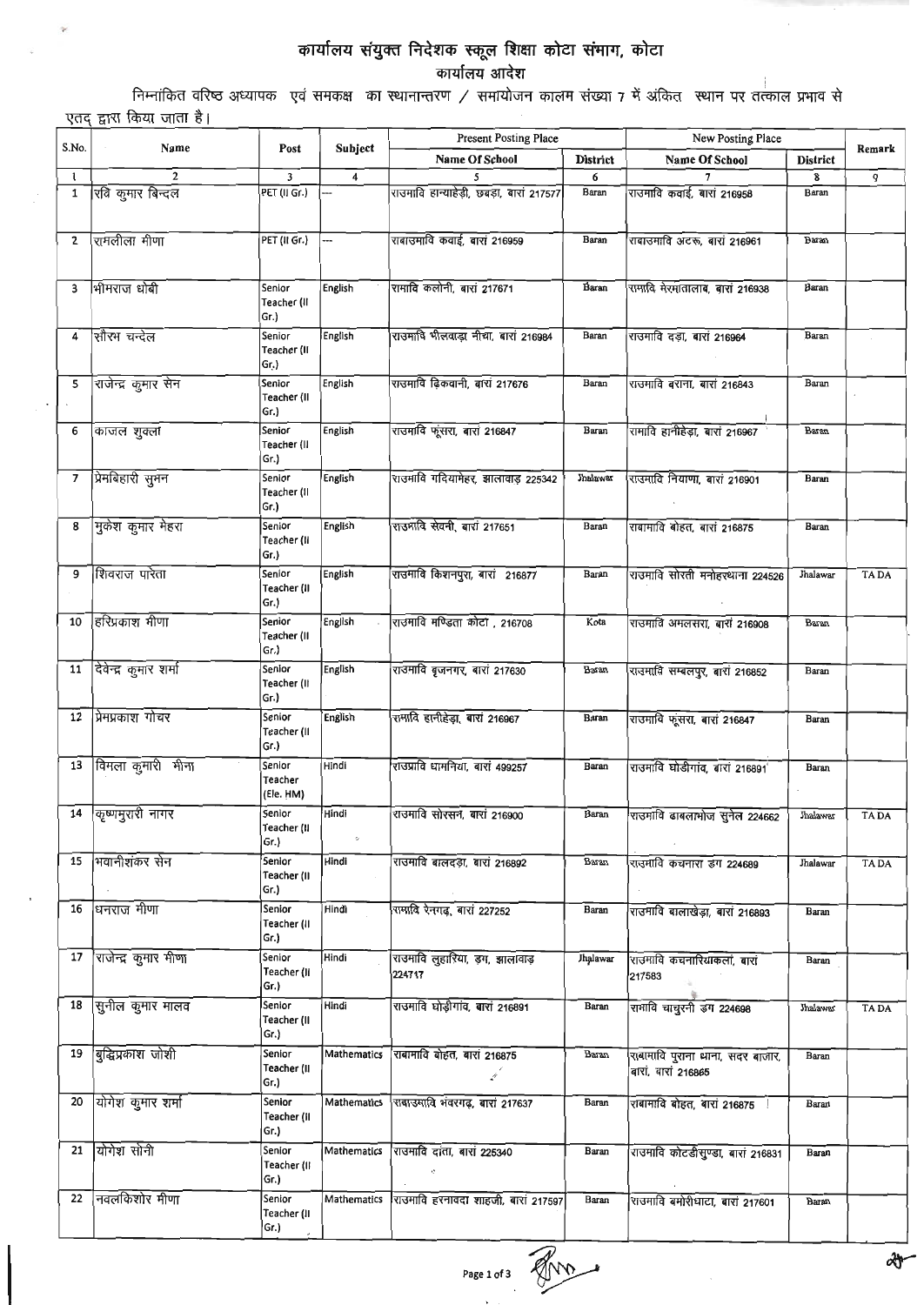# कार्यालय संयुक्त निदेशक स्कूल शिक्षा कोटा संभाग, कोटा

## कार्यालय आदेश

निम्नांकित वरिष्ठ अध्यापक एवं समकक्ष का स्थानान्तरण / समायोजन कालम संख्या 7 में अंकित स्थान पर तत्काल प्रभाव से एतद् द्वारा किया जाता है।

| S.No. | Name | Post | Subject | Present Posting Place | | New Posting Place | | Remark |
|---|---|---|---|---|---|---|---|---|
| | | | | Name Of School | District | Name Of School | District | |
| 1 | 2 | 3 | 4 | 5 | 6 | 7 | 8 | 9 |
| 1 | रवि कुमार बिन्दल | PET (II Gr.) | --- | राउमावि हान्याहेड़ी, छबड़ा, बारां 217577 | Baran | राउमावि कवाई, बारां 216958 | Baran | |
| 2 | रामलीला मीणा | PET (II Gr.) | --- | राबाउमावि कवाई, बारां 216959 | Baran | राबाउमावि अटरू, बारां 216961 | Baran | |
| 3 | भीमराज धोबी | Senior Teacher (II Gr.) | English | रामावि कलोनी, बारां 217671 | Baran | रामावि मेरमातालाब, बारां 216938 | Baran | |
| 4 | सौरभ चन्देल | Senior Teacher (II Gr.) | English | राउमावि भीलवाड़ा नीचा, बारां 216984 | Baran | राउमावि दड़ा, बारां 216964 | Baran | |
| 5 | राजेन्द्र कुमार सेन | Senior Teacher (II Gr.) | English | राउमावि ढ़िकवानी, बारां 217676 | Baran | राउमावि बराना, बारां 216843 | Baran | |
| 6 | काजल शुक्ला | Senior Teacher (II Gr.) | English | राउमावि फूंसरा, बारां 216847 | Baran | रामावि हानीहेड़ा, बारां 216967 | Baran | |
| 7 | प्रेमबिहारी सुमन | Senior Teacher (II Gr.) | English | राउमावि गदियामेहर, झालावाड़ 225342 | Jhalawar | राउमावि नियाणा, बारां 216901 | Baran | |
| 8 | मुकेश कुमार मेहरा | Senior Teacher (II Gr.) | English | राउमावि सेवनी, बारां 217651 | Baran | राबामावि बोहत, बारां 216875 | Baran | |
| 9 | शिवराज पारेता | Senior Teacher (II Gr.) | English | राउमावि किशनपुरा, बारां 216877 | Baran | राउमावि सोरती मनोहरथाना 224526 | Jhalawar | TA DA |
| 10 | हरिप्रकाश मीणा | Senior Teacher (II Gr.) | English | राउमावि मण्डिता कोटा , 216708 | Kota | राउमावि अमलसरा, बारां 216908 | Baran | |
| 11 | देवेन्द्र कुमार शर्मा | Senior Teacher (II Gr.) | English | राउमावि बृजनगर, बारां 217630 | Baran | राउमावि सम्बलपुर, बारां 216852 | Baran | |
| 12 | प्रेमप्रकाश गोचर | Senior Teacher (II Gr.) | English | रामावि हानीहेड़ा, बारां 216967 | Baran | राउमावि फूंसरा, बारां 216847 | Baran | |
| 13 | विमला कुमारी मीना | Senior Teacher (Ele. HM) | Hindi | राउप्रावि धामनिया, बारां 499257 | Baran | राउमावि घोडीगांव, बारां 216891 | Baran | |
| 14 | कृष्णमुरारी नागर | Senior Teacher (II Gr.) | Hindi | राउमावि सोरसन, बारां 216900 | Baran | राउमावि ढाबलाभोज सुनेल 224662 | Jhalawar | TA DA |
| 15 | भवानीशंकर सेन | Senior Teacher (II Gr.) | Hindi | राउमावि बालदड़ा, बारां 216892 | Baran | राउमावि कचनारा डग 224689 | Jhalawar | TA DA |
| 16 | धनराज मीणा | Senior Teacher (II Gr.) | Hindi | रामावि रैनगढ़, बारां 227252 | Baran | राउमावि बालाखेड़ा, बारां 216893 | Baran | |
| 17 | राजेन्द्र कुमार मीणा | Senior Teacher (II Gr.) | Hindi | राउमावि लुहारिया, डग, झालावाड़ 224717 | Jhalawar | राउमावि कचनारियाकलां, बारां 217583 | Baran | |
| 18 | सुनील कुमार मालव | Senior Teacher (II Gr.) | Hindi | राउमावि घोड़ीगांव, बारां 216891 | Baran | रामावि चाचुरनी डग 224698 | Jhalawar | TA DA |
| 19 | बुद्धिप्रकाश जोशी | Senior Teacher (II Gr.) | Mathematics | राबामावि बोहत, बारां 216875 | Baran | राबामावि पुराना थाना, सदर बाजार, बारां, बारां 216865 | Baran | |
| 20 | योगेश कुमार शर्मा | Senior Teacher (II Gr.) | Mathematics | राबाउमावि भंवरगढ़, बारां 217637 | Baran | राबामावि बोहत, बारां 216875 | Baran | |
| 21 | योगेश सोनी | Senior Teacher (II Gr.) | Mathematics | राउमावि दांता, बारां 225340 | Baran | राउमावि कोटडीसुण्डा, बारां 216831 | Baran | |
| 22 | नवलकिशोर मीणा | Senior Teacher (II Gr.) | Mathematics | राउमावि हरनावदा शाहजी, बारां 217597 | Baran | राउमावि बमोरीघाटा, बारां 217601 | Baran | |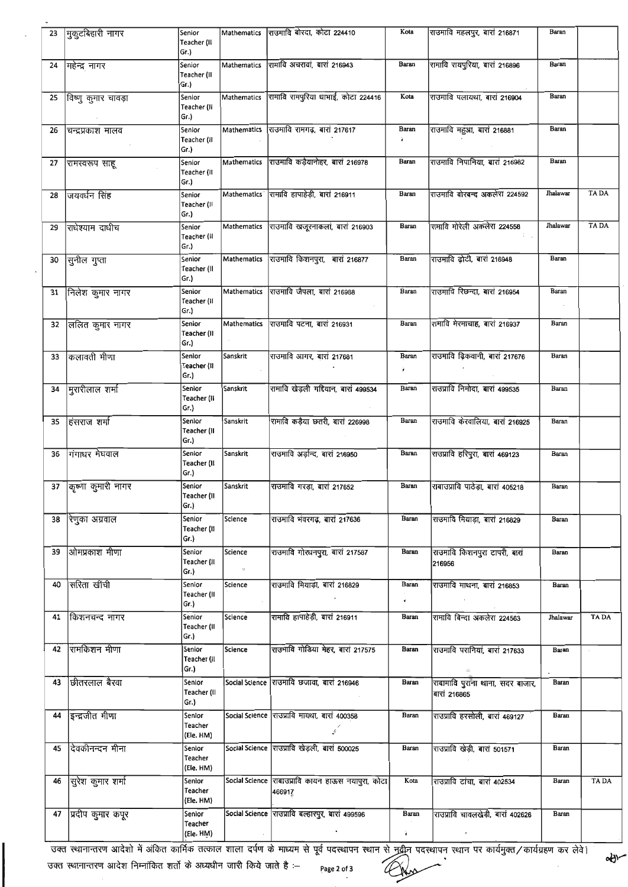| 23 | मुकुटबिहारी नागर | Senior Teacher (II Gr.) | Mathematics | राउमावि बोरदा, कोटा 224410 | Kota | राउमावि महलपुर, बारां 216871 | Baran | |
|---|---|---|---|---|---|---|---|---|
| 24 | महेन्द्र नागर | Senior Teacher (II Gr.) | Mathematics | रामावि अचरावां, बारां 216943 | Baran | रामावि रायपुरिया, बारां 216896 | Baran | |
| 25 | विष्णु कुमार चावड़ा | Senior Teacher (II Gr.) | Mathematics | रामावि रामपुरिया घाभाई, कोटा 224416 | Kota | राउमावि पलायथा, बारां 216904 | Baran | |
| 26 | चन्द्रप्रकाश मालव | Senior Teacher (II Gr.) | Mathematics | राउमावि रामगढ़, बारां 217617 | Baran | राउमावि महुआ, बारां 216881 | Baran | |
| 27 | रामस्वरूप साहू | Senior Teacher (II Gr.) | Mathematics | राउमावि कड़ैयानोहर, बारां 216978 | Baran | राउमावि निपानिया, बारां 216982 | Baran | |
| 28 | जयवर्धन सिंह | Senior Teacher (II Gr.) | Mathematics | रामावि हापाहेड़ी, बारां 216911 | Baran | राउमावि बोरबन्द अकलेरा 224592 | Jhalawar | TA DA |
| 29 | राधेश्याम दाधीच | Senior Teacher (II Gr.) | Mathematics | राउमावि खजूरनाकलां, बारां 216903 | Baran | रामावि मोरेली अकलेरा 224558 | Jhalawar | TA DA |
| 30 | सुनील गुप्ता | Senior Teacher (II Gr.) | Mathematics | राउमावि किशनपुरा, बारां 216877 | Baran | राउमावि ढोटी, बारां 216948 | Baran | |
| 31 | निलेश कुमार नागर | Senior Teacher (II Gr.) | Mathematics | राउमावि जैपला, बारां 216988 | Baran | राउमावि रिछन्दा, बारां 216954 | Baran | |
| 32 | ललित कुमार नागर | Senior Teacher (II Gr.) | Mathematics | राउमावि पटना, बारां 216931 | Baran | रामावि मेरमाचाह, बारां 216937 | Baran | |
| 33 | कलावती मीणा | Senior Teacher (II Gr.) | Sanskrit | राउमावि आगर, बारां 217681 | Baran | राउमावि ढिकवानी, बारां 217676 | Baran | |
| 34 | मुरारीलाल शर्मा | Senior Teacher (II Gr.) | Sanskrit | रामावि खेड़ली गद्दियान, बारां 499534 | Baran | राउप्रावि निमोदा, बारां 499535 | Baran | |
| 35 | हंसराज शर्मा | Senior Teacher (II Gr.) | Sanskrit | रामावि कड़ैया छतरी, बारां 226998 | Baran | राउमावि केरवालिया, बारां 216925 | Baran | |
| 36 | गंगाधर मेघवाल | Senior Teacher (II Gr.) | Sanskrit | राउमावि अर्ड़न्द, बारां 216950 | Baran | राउप्रावि हरिपुरा, बारां 469123 | Baran | |
| 37 | कृष्णा कुमारी नागर | Senior Teacher (II Gr.) | Sanskrit | राउमावि गरड़ा, बारां 217652 | Baran | राबाउप्रावि पाठेड़ा, बारां 405218 | Baran | |
| 38 | रेणुका अग्रवाल | Senior Teacher (II Gr.) | Science | राउमावि भंवरगढ़, बारां 217636 | Baran | राउमावि मियाड़ा, बारां 216829 | Baran | |
| 39 | ओमप्रकाश मीणा | Senior Teacher (II Gr.) | Science | राउमावि गोरधनपुरा, बारां 217587 | Baran | राउमावि किशनपुरा टापरी, बारां 216956 | Baran | |
| 40 | सरिता खींची | Senior Teacher (II Gr.) | Science | राउमावि मियाड़ा, बारां 216829 | Baran | राउमावि माथना, बारां 216853 | Baran | |
| 41 | किशनचन्द नागर | Senior Teacher (II Gr.) | Science | रामावि हापाहेड़ी, बारां 216911 | Baran | रामावि बिन्दा अकलेरा 224563 | Jhalawar | TA DA |
| 42 | रामकिशन मीणा | Senior Teacher (II Gr.) | Science | राउमावि गोडिया मेहर, बारां 217575 | Baran | राउमावि परानियां, बारां 217633 | Baran | |
| 43 | छीतरलाल बैरवा | Senior Teacher (II Gr.) | Social Science | राउमावि छजावा, बारां 216946 | Baran | राबामावि पुराना थाना, सदर बाजार, बारां 216865 | Baran | |
| 44 | इन्द्रजीत मीणा | Senior Teacher (Ele. HM) | Social Science | राउप्रावि मायथा, बारां 400358 | Baran | राउप्रावि हरसोली, बारां 469127 | Baran | |
| 45 | देवकीनन्दन मीना | Senior Teacher (Ele. HM) | Social Science | राउप्रावि खेड़ली, बारां 500025 | Baran | राउप्रावि खेड़ी, बारां 501571 | Baran | |
| 46 | सुरेश कुमार शर्मा | Senior Teacher (Ele. HM) | Social Science | राबाउप्रावि कायन हाऊस नयापुरा, कोटा 466917 | Kota | राउप्रावि टांचा, बारां 402534 | Baran | TA DA |
| 47 | प्रदीप कुमार कपूर | Senior Teacher (Ele. HM) | Social Science | राउप्रावि बल्हारपुर, बारां 499596 | Baran | राउप्रावि चावलखेड़ी, बारां 402626 | Baran | |

उक्त स्थानान्तरण आदेशो में अंकित कार्मिक तत्काल शाला दर्पण के माध्यम से पूर्व पदस्थापन स्थान से नवीन पदस्थापन स्थान पर कार्यमुक्त / कार्यग्रहण कर लेवे।

उक्त स्थानान्तरण आदेश निम्नांकित शर्तो के अध्यधीन जारी किये जाते है :–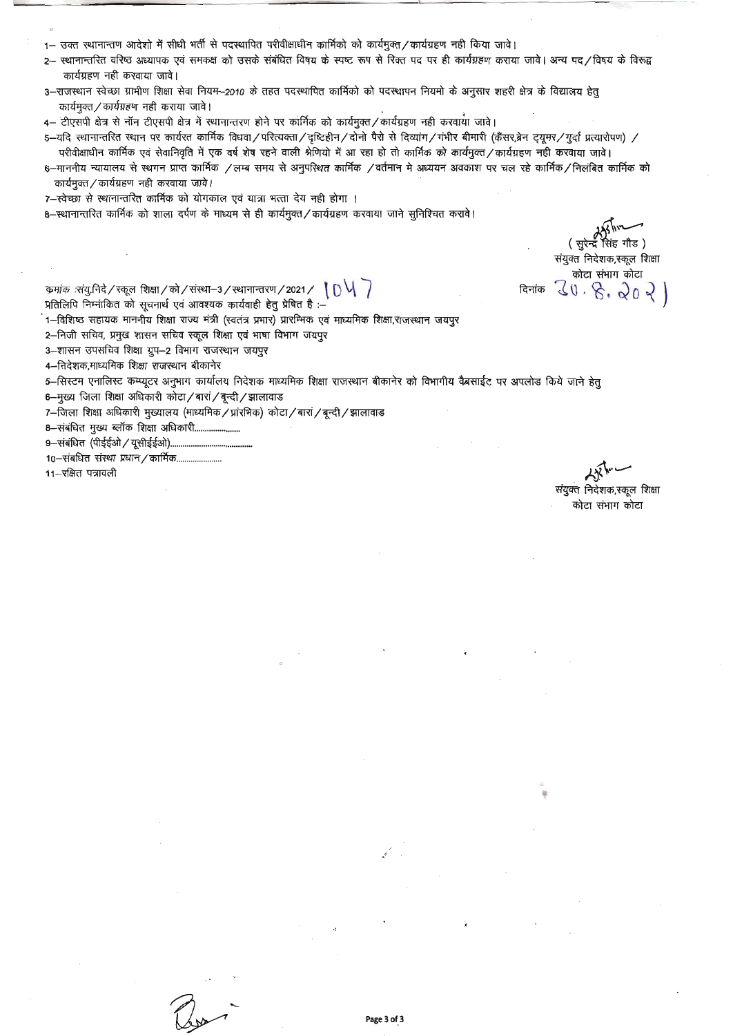1– उक्त स्थानान्तरण आदेशो में सीधी भर्ती से पदस्थापित परीवीक्षाधीन कार्मिको को कार्यमुक्त/कार्यग्रहण नही किया जावे।

2– स्थानान्तरित वरिष्ठ अध्यापक एवं समकक्ष को उसके संबंधित विषय के स्पष्ट रूप से रिक्त पद पर ही कार्यग्रहण कराया जावे। अन्य पद/विषय के विरूद्व कार्यग्रहण नही करवाया जावे।

3–राजस्थान स्वेच्छा ग्रामीण शिक्षा सेवा नियम–2010 के तहत पदस्थापित कार्मिको को पदस्थापन नियमो के अनुसार शहरी क्षेत्र के विद्यालय हेतु कार्यमुक्त/कार्यग्रहण नही कराया जावे।

4– टीएसपी क्षेत्र से नॉन टीएसपी क्षेत्र में स्थानान्तरण होने पर कार्मिक को कार्यमुक्त/कार्यग्रहण नही करवाया जावे।

5–यदि स्थानान्तरित स्थान पर कार्यरत कार्मिक विधवा/परित्यक्ता/दृष्टिहीन/दोनो पैरो से दिव्यांग/गंभीर बीमारी (कैंसर,ब्रेन ट्यूमर/गुर्दा प्रत्यारोपण) / परीवीक्षाधीन कार्मिक एवं सेवानिवृति मे एक वर्ष शेष रहने वाली श्रेणियो में आ रहा हो तो कार्मिक को कार्यमुक्त/कार्यग्रहण नही करवाया जावे।

6–माननीय न्यायालय से स्थगन प्राप्त कार्मिक /लम्ब समय से अनुपस्थित कार्मिक /वर्तमान मे अध्ययन अवकाश पर चल रहे कार्मिक/निलंबित कार्मिक को कार्यमुक्त/कार्यग्रहण नही करवाया जावे।

7–स्वेच्छा से स्थानान्तरित कार्मिक को योगकाल एवं यात्रा भत्ता देय नही होगा ।

8–स्थानान्तरित कार्मिक को शाला दर्पण के माध्यम से ही कार्यमुक्त/कार्यग्रहण करवाया जाने सुनिश्चित करावे।

( सुरेन्द्र सिंह गौड )
संयुक्त निदेशक,स्कूल शिक्षा
कोटा संभाग कोटा

क्रमांक :संयु.निदे/स्कूल शिक्षा/को/संस्था–3/स्थानान्तरण/2021/ 1047 दिनांक 30.8.2021

प्रतिलिपि निम्नांकित को सूचनार्थ एवं आवश्यक कार्यवाही हेतु प्रेषित है :–

1–विशिष्ठ सहायक माननीय शिक्षा राज्य मंत्री (स्वतंत्र प्रभार) प्रारम्भिक एवं माध्यमिक शिक्षा,राजस्थान जयपुर

2–निजी सचिव, प्रमुख शासन सचिव स्कूल शिक्षा एवं भाषा विभाग जयपुर

3–शासन उपसचिव शिक्षा ग्रुप–2 विभाग राजस्थान जयपुर

4–निदेशक,माध्यमिक शिक्षा राजस्थान बीकानेर

5–सिस्टम एनालिस्ट कम्प्यूटर अनुभाग कार्यालय निदेशक माध्यमिक शिक्षा राजस्थान बीकानेर को विभागीय वैबसाईट पर अपलोड किये जाने हेतु

6–मुख्य जिला शिक्षा अधिकारी कोटा/बारां/बून्दी/झालावाड

7–जिला शिक्षा अधिकारी मुख्यालय (माध्यमिक/प्रांरभिक) कोटा/बारां/बून्दी/झालावाड

8–संबंधित मुख्य ब्लॉक शिक्षा अधिकारी.....................

9–संबंधित (पीईईओ/यूसीईईओ)..........................................

10–संबंधित संस्था प्रधान/कार्मिक.....................

11–रक्षित पत्रावली

संयुक्त निदेशक,स्कूल शिक्षा
कोटा संभाग कोटा